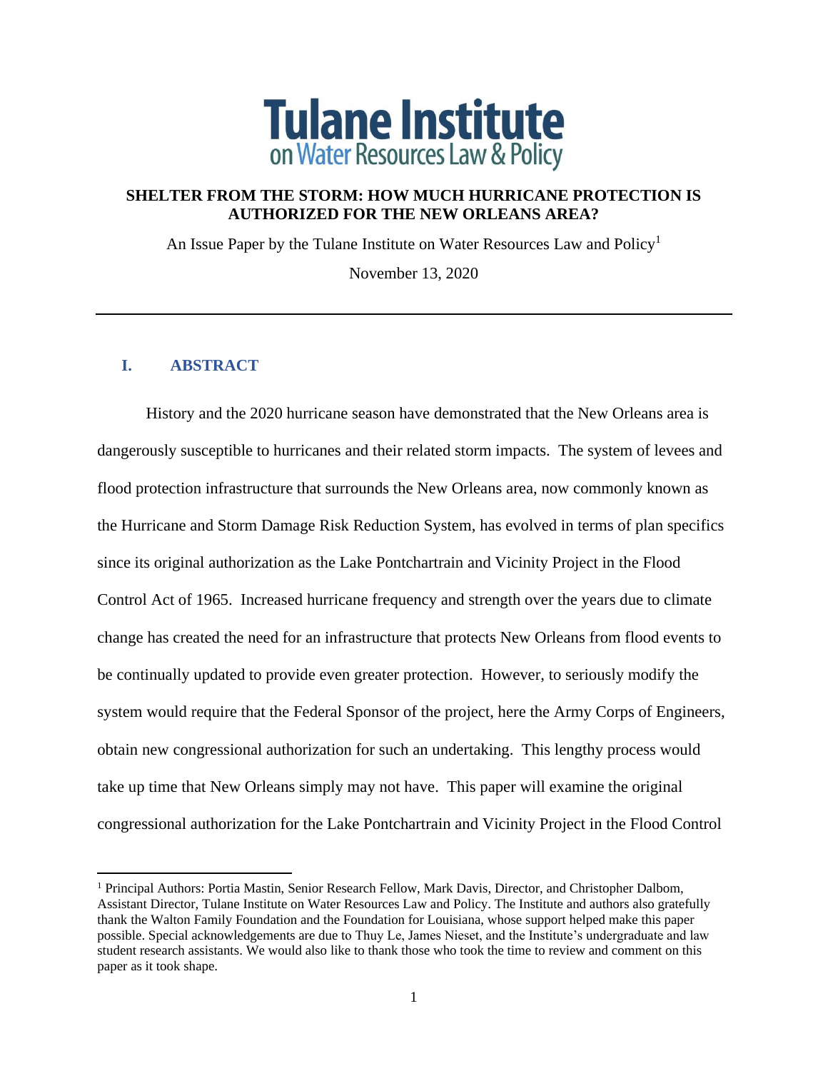**Tulane Institute**
**on Water Resources Law & Policy**

# SHELTER FROM THE STORM: HOW MUCH HURRICANE PROTECTION IS AUTHORIZED FOR THE NEW ORLEANS AREA?

An Issue Paper by the Tulane Institute on Water Resources Law and Policy[1]

November 13, 2020

---

## I. ABSTRACT

History and the 2020 hurricane season have demonstrated that the New Orleans area is dangerously susceptible to hurricanes and their related storm impacts. The system of levees and flood protection infrastructure that surrounds the New Orleans area, now commonly known as the Hurricane and Storm Damage Risk Reduction System, has evolved in terms of plan specifics since its original authorization as the Lake Pontchartrain and Vicinity Project in the Flood Control Act of 1965. Increased hurricane frequency and strength over the years due to climate change has created the need for an infrastructure that protects New Orleans from flood events to be continually updated to provide even greater protection. However, to seriously modify the system would require that the Federal Sponsor of the project, here the Army Corps of Engineers, obtain new congressional authorization for such an undertaking. This lengthy process would take up time that New Orleans simply may not have. This paper will examine the original congressional authorization for the Lake Pontchartrain and Vicinity Project in the Flood Control

---

[1] Principal Authors: Portia Mastin, Senior Research Fellow, Mark Davis, Director, and Christopher Dalbom, Assistant Director, Tulane Institute on Water Resources Law and Policy. The Institute and authors also gratefully thank the Walton Family Foundation and the Foundation for Louisiana, whose support helped make this paper possible. Special acknowledgements are due to Thuy Le, James Nieset, and the Institute's undergraduate and law student research assistants. We would also like to thank those who took the time to review and comment on this paper as it took shape.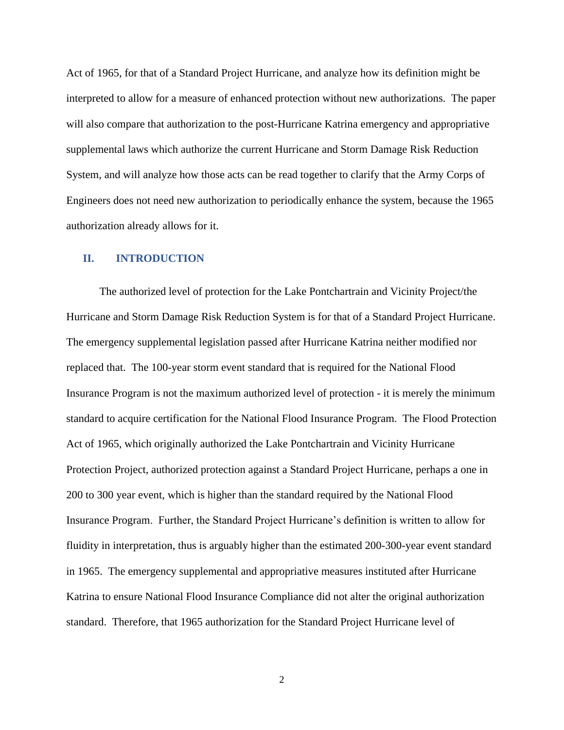Act of 1965, for that of a Standard Project Hurricane, and analyze how its definition might be interpreted to allow for a measure of enhanced protection without new authorizations. The paper will also compare that authorization to the post-Hurricane Katrina emergency and appropriative supplemental laws which authorize the current Hurricane and Storm Damage Risk Reduction System, and will analyze how those acts can be read together to clarify that the Army Corps of Engineers does not need new authorization to periodically enhance the system, because the 1965 authorization already allows for it.

## II. INTRODUCTION

The authorized level of protection for the Lake Pontchartrain and Vicinity Project/the Hurricane and Storm Damage Risk Reduction System is for that of a Standard Project Hurricane. The emergency supplemental legislation passed after Hurricane Katrina neither modified nor replaced that. The 100-year storm event standard that is required for the National Flood Insurance Program is not the maximum authorized level of protection - it is merely the minimum standard to acquire certification for the National Flood Insurance Program. The Flood Protection Act of 1965, which originally authorized the Lake Pontchartrain and Vicinity Hurricane Protection Project, authorized protection against a Standard Project Hurricane, perhaps a one in 200 to 300 year event, which is higher than the standard required by the National Flood Insurance Program. Further, the Standard Project Hurricane's definition is written to allow for fluidity in interpretation, thus is arguably higher than the estimated 200-300-year event standard in 1965. The emergency supplemental and appropriative measures instituted after Hurricane Katrina to ensure National Flood Insurance Compliance did not alter the original authorization standard. Therefore, that 1965 authorization for the Standard Project Hurricane level of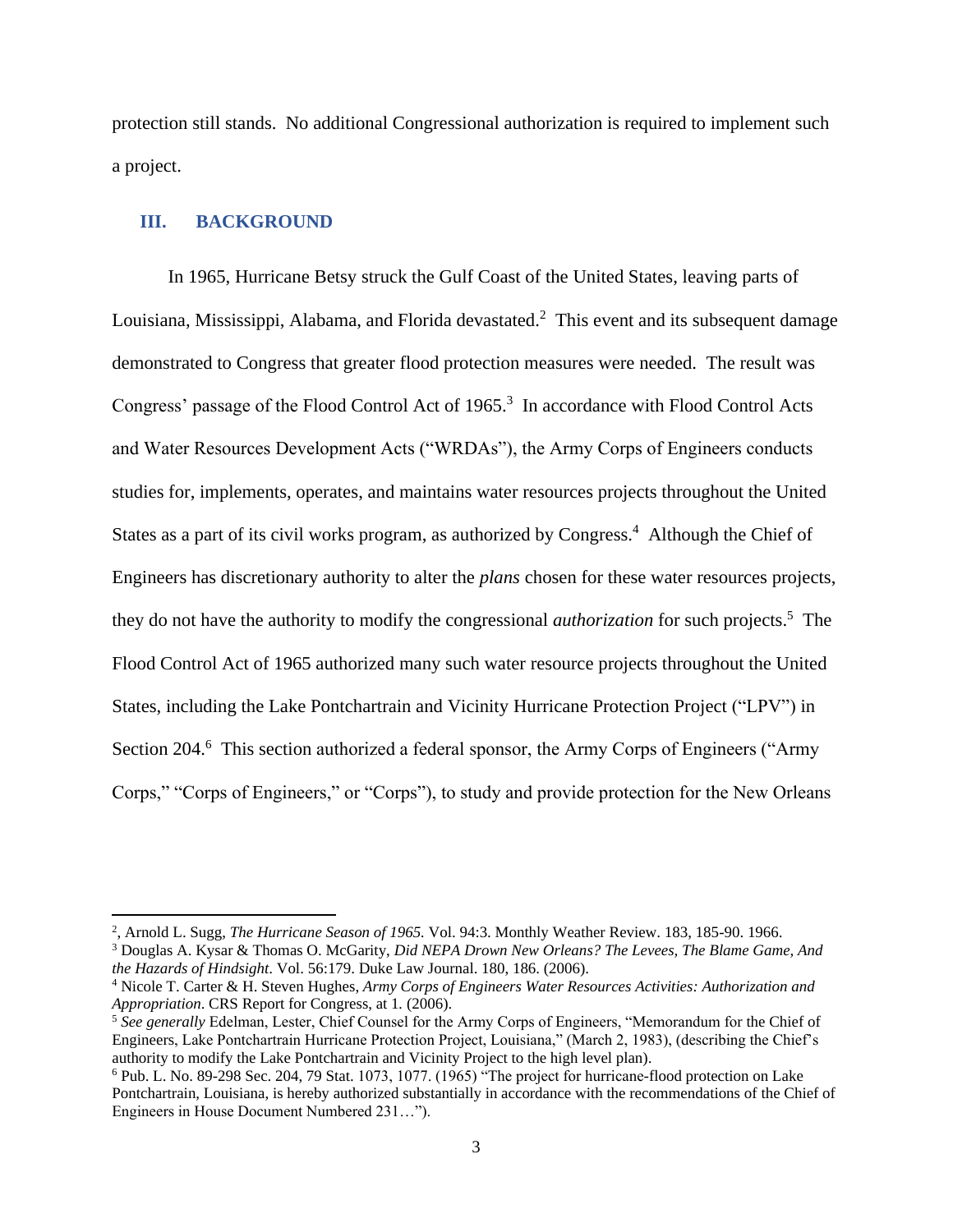protection still stands. No additional Congressional authorization is required to implement such a project.

## III. BACKGROUND

In 1965, Hurricane Betsy struck the Gulf Coast of the United States, leaving parts of Louisiana, Mississippi, Alabama, and Florida devastated.[2] This event and its subsequent damage demonstrated to Congress that greater flood protection measures were needed. The result was Congress' passage of the Flood Control Act of 1965.[3] In accordance with Flood Control Acts and Water Resources Development Acts ("WRDAs"), the Army Corps of Engineers conducts studies for, implements, operates, and maintains water resources projects throughout the United States as a part of its civil works program, as authorized by Congress.[4] Although the Chief of Engineers has discretionary authority to alter the *plans* chosen for these water resources projects, they do not have the authority to modify the congressional *authorization* for such projects.[5] The Flood Control Act of 1965 authorized many such water resource projects throughout the United States, including the Lake Pontchartrain and Vicinity Hurricane Protection Project ("LPV") in Section 204.[6] This section authorized a federal sponsor, the Army Corps of Engineers ("Army Corps," "Corps of Engineers," or "Corps"), to study and provide protection for the New Orleans

---

[2], Arnold L. Sugg, *The Hurricane Season of 1965.* Vol. 94:3. Monthly Weather Review. 183, 185-90. 1966.

[3] Douglas A. Kysar & Thomas O. McGarity, *Did NEPA Drown New Orleans? The Levees, The Blame Game, And the Hazards of Hindsight*. Vol. 56:179. Duke Law Journal. 180, 186. (2006).

[4] Nicole T. Carter & H. Steven Hughes, *Army Corps of Engineers Water Resources Activities: Authorization and Appropriation*. CRS Report for Congress, at 1. (2006).

[5] *See generally* Edelman, Lester, Chief Counsel for the Army Corps of Engineers, "Memorandum for the Chief of Engineers, Lake Pontchartrain Hurricane Protection Project, Louisiana," (March 2, 1983), (describing the Chief's authority to modify the Lake Pontchartrain and Vicinity Project to the high level plan).

[6] Pub. L. No. 89-298 Sec. 204, 79 Stat. 1073, 1077. (1965) "The project for hurricane-flood protection on Lake Pontchartrain, Louisiana, is hereby authorized substantially in accordance with the recommendations of the Chief of Engineers in House Document Numbered 231…").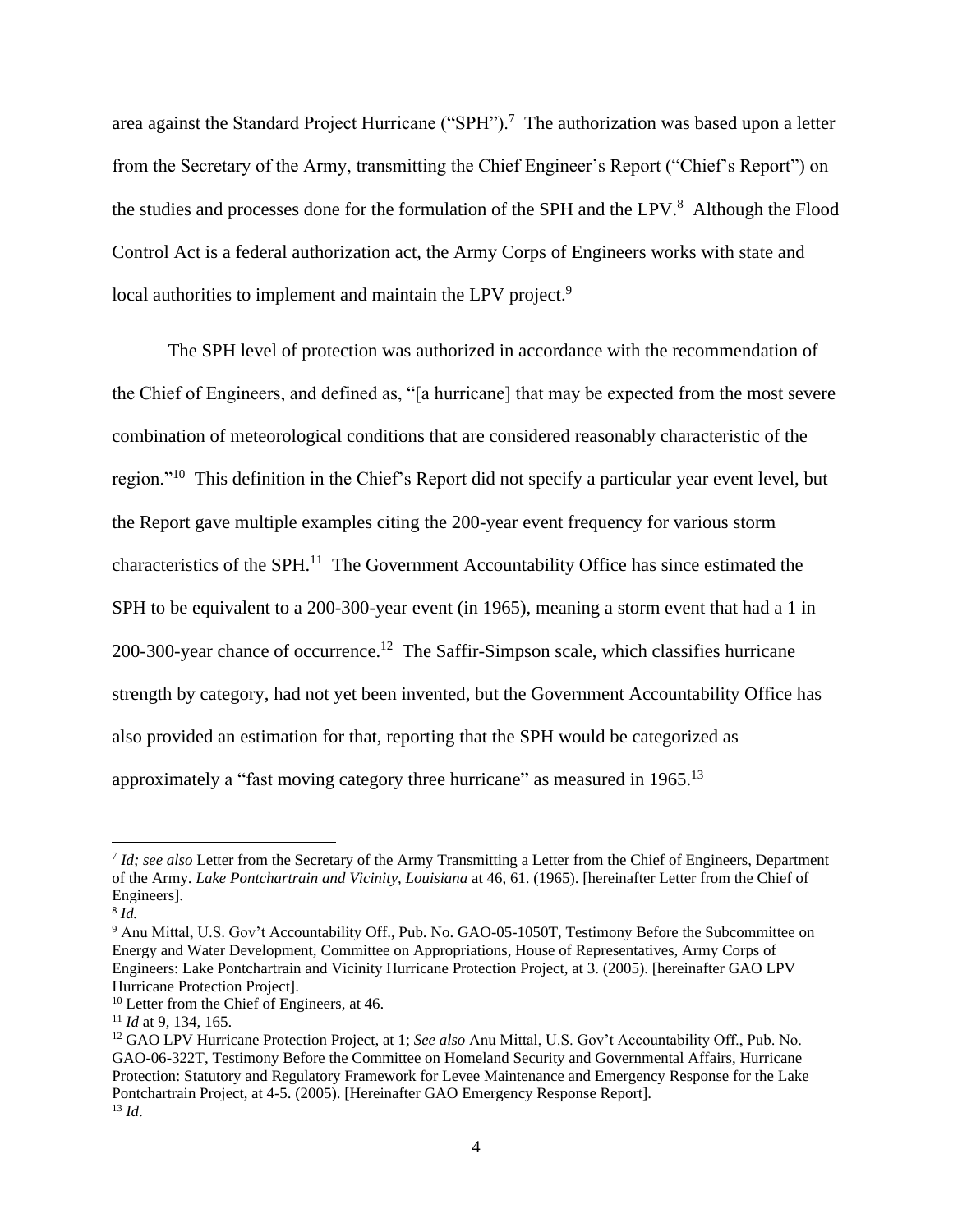area against the Standard Project Hurricane ("SPH").[7] The authorization was based upon a letter from the Secretary of the Army, transmitting the Chief Engineer's Report ("Chief's Report") on the studies and processes done for the formulation of the SPH and the LPV.[8] Although the Flood Control Act is a federal authorization act, the Army Corps of Engineers works with state and local authorities to implement and maintain the LPV project.[9]

The SPH level of protection was authorized in accordance with the recommendation of the Chief of Engineers, and defined as, "[a hurricane] that may be expected from the most severe combination of meteorological conditions that are considered reasonably characteristic of the region."[10] This definition in the Chief's Report did not specify a particular year event level, but the Report gave multiple examples citing the 200-year event frequency for various storm characteristics of the SPH.[11] The Government Accountability Office has since estimated the SPH to be equivalent to a 200-300-year event (in 1965), meaning a storm event that had a 1 in 200-300-year chance of occurrence.[12] The Saffir-Simpson scale, which classifies hurricane strength by category, had not yet been invented, but the Government Accountability Office has also provided an estimation for that, reporting that the SPH would be categorized as approximately a "fast moving category three hurricane" as measured in 1965.[13]

---

[7] *Id; see also* Letter from the Secretary of the Army Transmitting a Letter from the Chief of Engineers, Department of the Army. *Lake Pontchartrain and Vicinity, Louisiana* at 46, 61. (1965). [hereinafter Letter from the Chief of Engineers].

[8] *Id.*

[9] Anu Mittal, U.S. Gov't Accountability Off., Pub. No. GAO-05-1050T, Testimony Before the Subcommittee on Energy and Water Development, Committee on Appropriations, House of Representatives, Army Corps of Engineers: Lake Pontchartrain and Vicinity Hurricane Protection Project, at 3. (2005). [hereinafter GAO LPV Hurricane Protection Project].

[10] Letter from the Chief of Engineers, at 46.

[11] *Id* at 9, 134, 165.

[12] GAO LPV Hurricane Protection Project, at 1; *See also* Anu Mittal, U.S. Gov't Accountability Off., Pub. No. GAO-06-322T, Testimony Before the Committee on Homeland Security and Governmental Affairs, Hurricane Protection: Statutory and Regulatory Framework for Levee Maintenance and Emergency Response for the Lake Pontchartrain Project, at 4-5. (2005). [Hereinafter GAO Emergency Response Report].

[13] *Id*.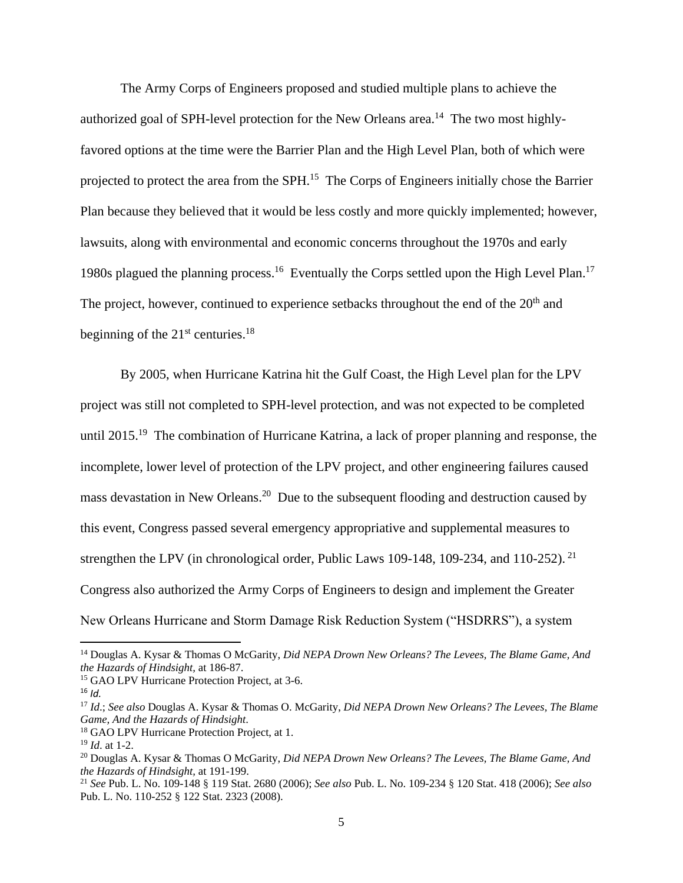The Army Corps of Engineers proposed and studied multiple plans to achieve the authorized goal of SPH-level protection for the New Orleans area.[14] The two most highly-favored options at the time were the Barrier Plan and the High Level Plan, both of which were projected to protect the area from the SPH.[15] The Corps of Engineers initially chose the Barrier Plan because they believed that it would be less costly and more quickly implemented; however, lawsuits, along with environmental and economic concerns throughout the 1970s and early 1980s plagued the planning process.[16] Eventually the Corps settled upon the High Level Plan.[17] The project, however, continued to experience setbacks throughout the end of the 20th and beginning of the 21st centuries.[18]

By 2005, when Hurricane Katrina hit the Gulf Coast, the High Level plan for the LPV project was still not completed to SPH-level protection, and was not expected to be completed until 2015.[19] The combination of Hurricane Katrina, a lack of proper planning and response, the incomplete, lower level of protection of the LPV project, and other engineering failures caused mass devastation in New Orleans.[20] Due to the subsequent flooding and destruction caused by this event, Congress passed several emergency appropriative and supplemental measures to strengthen the LPV (in chronological order, Public Laws 109-148, 109-234, and 110-252).[21] Congress also authorized the Army Corps of Engineers to design and implement the Greater New Orleans Hurricane and Storm Damage Risk Reduction System ("HSDRRS"), a system

---

[14] Douglas A. Kysar & Thomas O McGarity, *Did NEPA Drown New Orleans? The Levees, The Blame Game, And the Hazards of Hindsight*, at 186-87.

[15] GAO LPV Hurricane Protection Project, at 3-6.

[16] *Id.*

[17] *Id*.; *See also* Douglas A. Kysar & Thomas O. McGarity, *Did NEPA Drown New Orleans? The Levees, The Blame Game, And the Hazards of Hindsight*.

[18] GAO LPV Hurricane Protection Project, at 1.

[19] *Id*. at 1-2.

[20] Douglas A. Kysar & Thomas O McGarity, *Did NEPA Drown New Orleans? The Levees, The Blame Game, And the Hazards of Hindsight*, at 191-199.

[21] *See* Pub. L. No. 109-148 § 119 Stat. 2680 (2006); *See also* Pub. L. No. 109-234 § 120 Stat. 418 (2006); *See also* Pub. L. No. 110-252 § 122 Stat. 2323 (2008).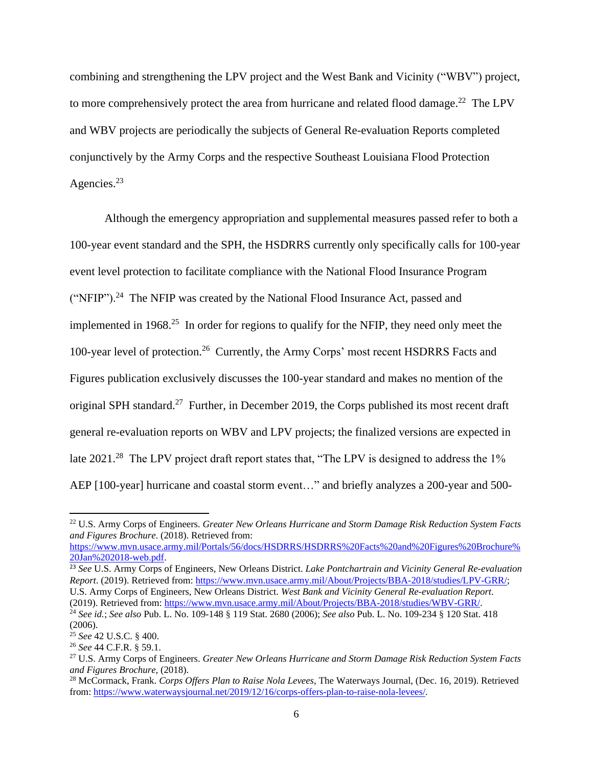combining and strengthening the LPV project and the West Bank and Vicinity ("WBV") project, to more comprehensively protect the area from hurricane and related flood damage.[22] The LPV and WBV projects are periodically the subjects of General Re-evaluation Reports completed conjunctively by the Army Corps and the respective Southeast Louisiana Flood Protection Agencies.[23]

Although the emergency appropriation and supplemental measures passed refer to both a 100-year event standard and the SPH, the HSDRRS currently only specifically calls for 100-year event level protection to facilitate compliance with the National Flood Insurance Program ("NFIP").[24] The NFIP was created by the National Flood Insurance Act, passed and implemented in 1968.[25] In order for regions to qualify for the NFIP, they need only meet the 100-year level of protection.[26] Currently, the Army Corps' most recent HSDRRS Facts and Figures publication exclusively discusses the 100-year standard and makes no mention of the original SPH standard.[27] Further, in December 2019, the Corps published its most recent draft general re-evaluation reports on WBV and LPV projects; the finalized versions are expected in late 2021.[28] The LPV project draft report states that, "The LPV is designed to address the 1% AEP [100-year] hurricane and coastal storm event…" and briefly analyzes a 200-year and 500-

---

[22] U.S. Army Corps of Engineers. *Greater New Orleans Hurricane and Storm Damage Risk Reduction System Facts and Figures Brochure*. (2018). Retrieved from: https://www.mvn.usace.army.mil/Portals/56/docs/HSDRRS/HSDRRS%20Facts%20and%20Figures%20Brochure%20Jan%202018-web.pdf.

[23] *See* U.S. Army Corps of Engineers, New Orleans District. *Lake Pontchartrain and Vicinity General Re-evaluation Report*. (2019). Retrieved from: https://www.mvn.usace.army.mil/About/Projects/BBA-2018/studies/LPV-GRR/; U.S. Army Corps of Engineers, New Orleans District. *West Bank and Vicinity General Re-evaluation Report*. (2019). Retrieved from: https://www.mvn.usace.army.mil/About/Projects/BBA-2018/studies/WBV-GRR/.

[24] *See id.*; *See also* Pub. L. No. 109-148 § 119 Stat. 2680 (2006); *See also* Pub. L. No. 109-234 § 120 Stat. 418 (2006).

[25] *See* 42 U.S.C. § 400.

[26] *See* 44 C.F.R. § 59.1.

[27] U.S. Army Corps of Engineers. *Greater New Orleans Hurricane and Storm Damage Risk Reduction System Facts and Figures Brochure*, (2018).

[28] McCormack, Frank. *Corps Offers Plan to Raise Nola Levees*, The Waterways Journal, (Dec. 16, 2019). Retrieved from: https://www.waterwaysjournal.net/2019/12/16/corps-offers-plan-to-raise-nola-levees/.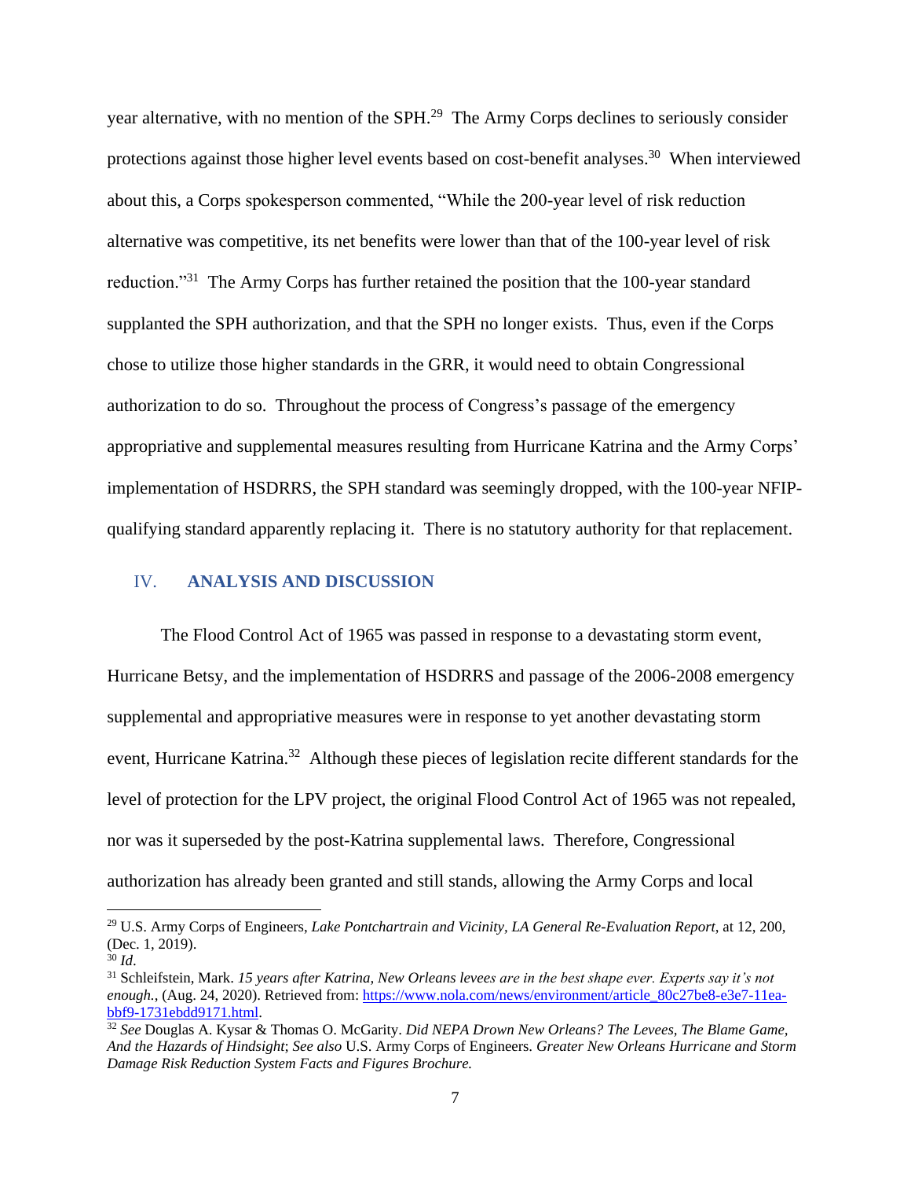year alternative, with no mention of the SPH.[29] The Army Corps declines to seriously consider protections against those higher level events based on cost-benefit analyses.[30] When interviewed about this, a Corps spokesperson commented, "While the 200-year level of risk reduction alternative was competitive, its net benefits were lower than that of the 100-year level of risk reduction."[31] The Army Corps has further retained the position that the 100-year standard supplanted the SPH authorization, and that the SPH no longer exists. Thus, even if the Corps chose to utilize those higher standards in the GRR, it would need to obtain Congressional authorization to do so. Throughout the process of Congress's passage of the emergency appropriative and supplemental measures resulting from Hurricane Katrina and the Army Corps' implementation of HSDRRS, the SPH standard was seemingly dropped, with the 100-year NFIP-qualifying standard apparently replacing it. There is no statutory authority for that replacement.

## IV. ANALYSIS AND DISCUSSION

The Flood Control Act of 1965 was passed in response to a devastating storm event, Hurricane Betsy, and the implementation of HSDRRS and passage of the 2006-2008 emergency supplemental and appropriative measures were in response to yet another devastating storm event, Hurricane Katrina.[32] Although these pieces of legislation recite different standards for the level of protection for the LPV project, the original Flood Control Act of 1965 was not repealed, nor was it superseded by the post-Katrina supplemental laws. Therefore, Congressional authorization has already been granted and still stands, allowing the Army Corps and local

---

[29] U.S. Army Corps of Engineers, *Lake Pontchartrain and Vicinity, LA General Re-Evaluation Report*, at 12, 200, (Dec. 1, 2019).

[30] *Id*.

[31] Schleifstein, Mark. *15 years after Katrina, New Orleans levees are in the best shape ever. Experts say it's not enough.*, (Aug. 24, 2020). Retrieved from: https://www.nola.com/news/environment/article_80c27be8-e3e7-11ea-bbf9-1731ebdd9171.html.

[32] *See* Douglas A. Kysar & Thomas O. McGarity. *Did NEPA Drown New Orleans? The Levees, The Blame Game, And the Hazards of Hindsight*; *See also* U.S. Army Corps of Engineers. *Greater New Orleans Hurricane and Storm Damage Risk Reduction System Facts and Figures Brochure.*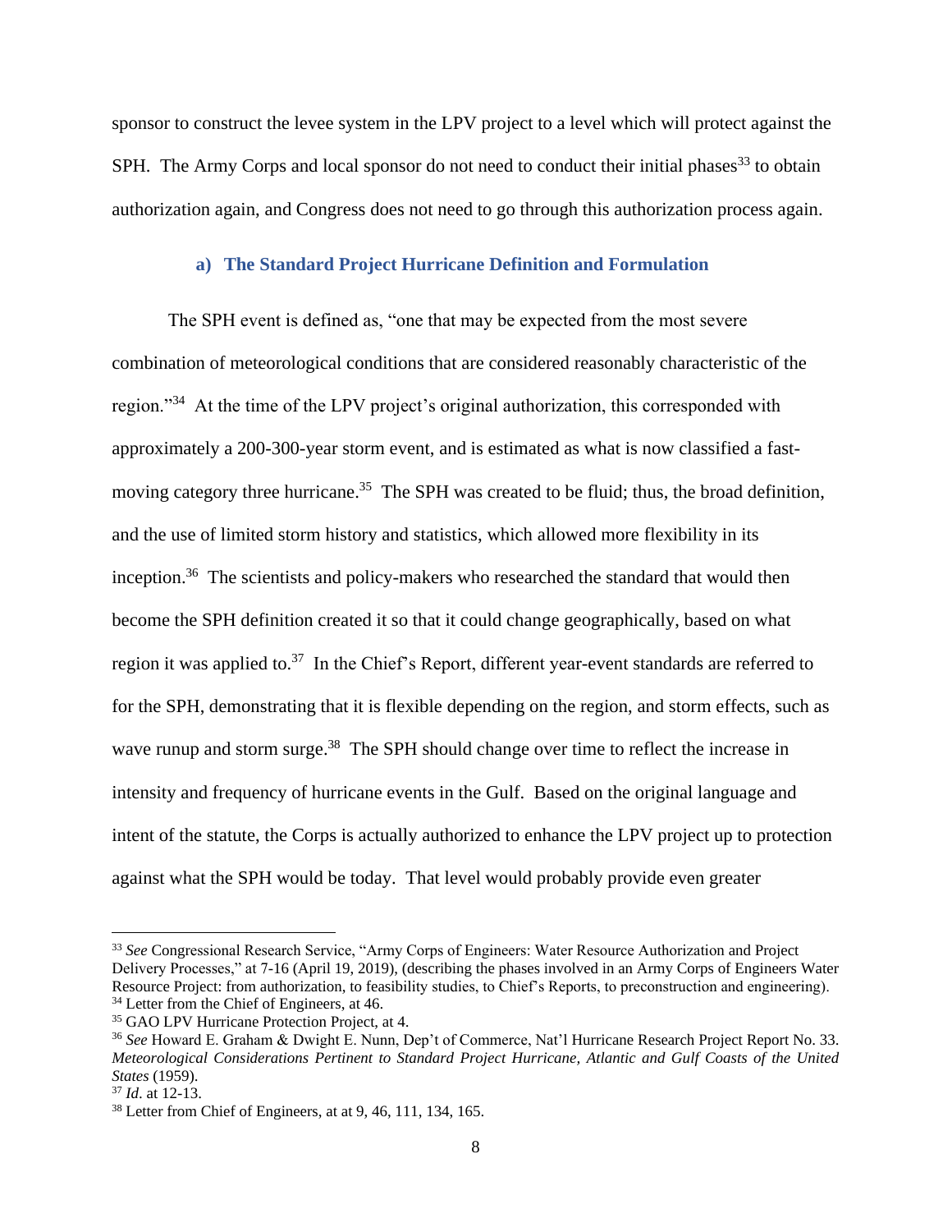sponsor to construct the levee system in the LPV project to a level which will protect against the SPH. The Army Corps and local sponsor do not need to conduct their initial phases[33] to obtain authorization again, and Congress does not need to go through this authorization process again.

### a) The Standard Project Hurricane Definition and Formulation

The SPH event is defined as, "one that may be expected from the most severe combination of meteorological conditions that are considered reasonably characteristic of the region."[34] At the time of the LPV project's original authorization, this corresponded with approximately a 200-300-year storm event, and is estimated as what is now classified a fast-moving category three hurricane.[35] The SPH was created to be fluid; thus, the broad definition, and the use of limited storm history and statistics, which allowed more flexibility in its inception.[36] The scientists and policy-makers who researched the standard that would then become the SPH definition created it so that it could change geographically, based on what region it was applied to.[37] In the Chief's Report, different year-event standards are referred to for the SPH, demonstrating that it is flexible depending on the region, and storm effects, such as wave runup and storm surge.[38] The SPH should change over time to reflect the increase in intensity and frequency of hurricane events in the Gulf. Based on the original language and intent of the statute, the Corps is actually authorized to enhance the LPV project up to protection against what the SPH would be today. That level would probably provide even greater

---

[33] *See* Congressional Research Service, "Army Corps of Engineers: Water Resource Authorization and Project Delivery Processes," at 7-16 (April 19, 2019), (describing the phases involved in an Army Corps of Engineers Water Resource Project: from authorization, to feasibility studies, to Chief's Reports, to preconstruction and engineering).

[34] Letter from the Chief of Engineers, at 46.

[35] GAO LPV Hurricane Protection Project, at 4.

[36] *See* Howard E. Graham & Dwight E. Nunn, Dep't of Commerce, Nat'l Hurricane Research Project Report No. 33. *Meteorological Considerations Pertinent to Standard Project Hurricane, Atlantic and Gulf Coasts of the United States* (1959).

[37] *Id*. at 12-13.

[38] Letter from Chief of Engineers, at at 9, 46, 111, 134, 165.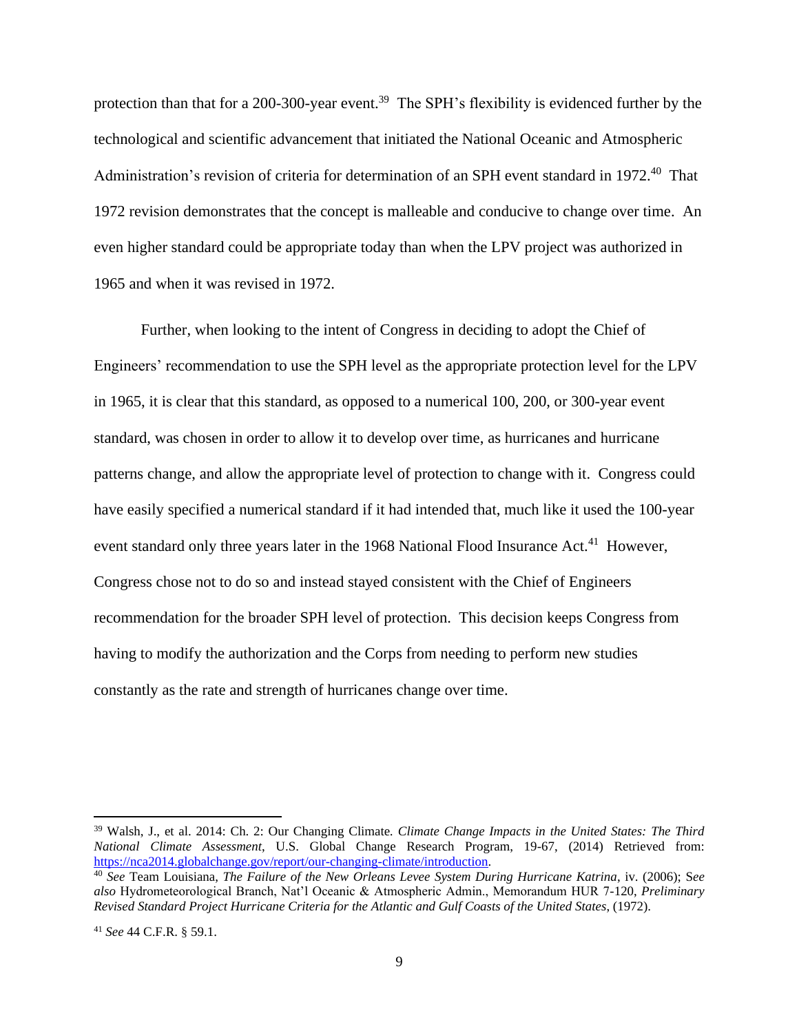protection than that for a 200-300-year event.[39] The SPH's flexibility is evidenced further by the technological and scientific advancement that initiated the National Oceanic and Atmospheric Administration's revision of criteria for determination of an SPH event standard in 1972.[40] That 1972 revision demonstrates that the concept is malleable and conducive to change over time. An even higher standard could be appropriate today than when the LPV project was authorized in 1965 and when it was revised in 1972.

Further, when looking to the intent of Congress in deciding to adopt the Chief of Engineers' recommendation to use the SPH level as the appropriate protection level for the LPV in 1965, it is clear that this standard, as opposed to a numerical 100, 200, or 300-year event standard, was chosen in order to allow it to develop over time, as hurricanes and hurricane patterns change, and allow the appropriate level of protection to change with it. Congress could have easily specified a numerical standard if it had intended that, much like it used the 100-year event standard only three years later in the 1968 National Flood Insurance Act.[41] However, Congress chose not to do so and instead stayed consistent with the Chief of Engineers recommendation for the broader SPH level of protection. This decision keeps Congress from having to modify the authorization and the Corps from needing to perform new studies constantly as the rate and strength of hurricanes change over time.

---

[39] Walsh, J., et al. 2014: Ch. 2: Our Changing Climate. *Climate Change Impacts in the United States: The Third National Climate Assessment*, U.S. Global Change Research Program, 19-67, (2014) Retrieved from: https://nca2014.globalchange.gov/report/our-changing-climate/introduction.

[40] *See* Team Louisiana, *The Failure of the New Orleans Levee System During Hurricane Katrina*, iv. (2006); S*ee also* Hydrometeorological Branch, Nat'l Oceanic & Atmospheric Admin., Memorandum HUR 7-120, *Preliminary Revised Standard Project Hurricane Criteria for the Atlantic and Gulf Coasts of the United States*, (1972).

[41] *See* 44 C.F.R. § 59.1.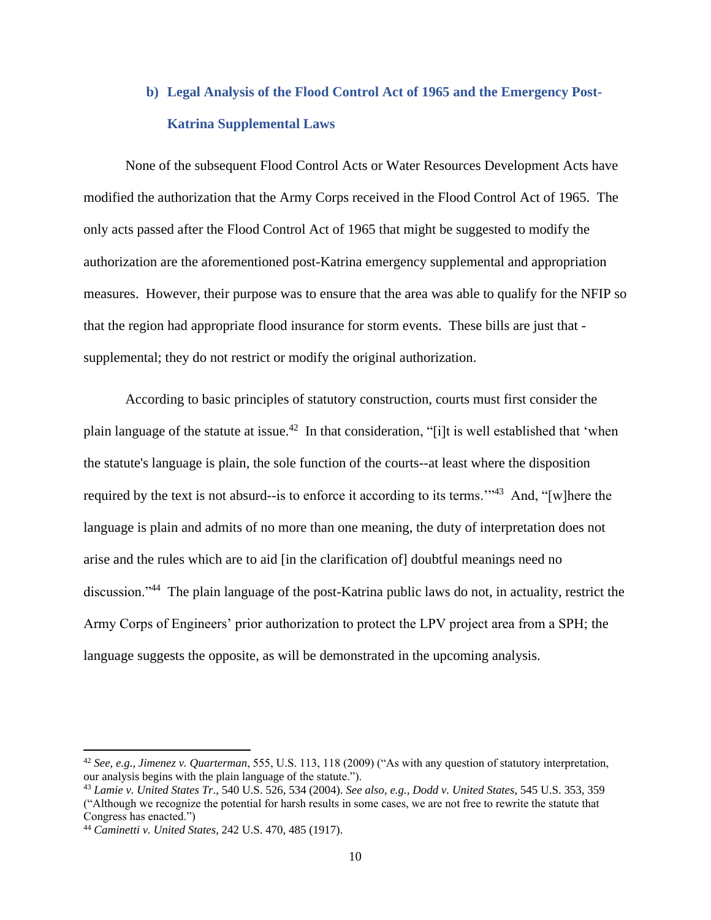### b) Legal Analysis of the Flood Control Act of 1965 and the Emergency Post-Katrina Supplemental Laws

None of the subsequent Flood Control Acts or Water Resources Development Acts have modified the authorization that the Army Corps received in the Flood Control Act of 1965. The only acts passed after the Flood Control Act of 1965 that might be suggested to modify the authorization are the aforementioned post-Katrina emergency supplemental and appropriation measures. However, their purpose was to ensure that the area was able to qualify for the NFIP so that the region had appropriate flood insurance for storm events. These bills are just that - supplemental; they do not restrict or modify the original authorization.

According to basic principles of statutory construction, courts must first consider the plain language of the statute at issue.[42] In that consideration, "[i]t is well established that 'when the statute's language is plain, the sole function of the courts--at least where the disposition required by the text is not absurd--is to enforce it according to its terms.'"[43] And, "[w]here the language is plain and admits of no more than one meaning, the duty of interpretation does not arise and the rules which are to aid [in the clarification of] doubtful meanings need no discussion."[44] The plain language of the post-Katrina public laws do not, in actuality, restrict the Army Corps of Engineers' prior authorization to protect the LPV project area from a SPH; the language suggests the opposite, as will be demonstrated in the upcoming analysis.

---

[42] *See, e.g., Jimenez v. Quarterman*, 555, U.S. 113, 118 (2009) ("As with any question of statutory interpretation, our analysis begins with the plain language of the statute.").

[43] *Lamie v. United States Tr*., 540 U.S. 526, 534 (2004). *See also, e.g., Dodd v. United States*, 545 U.S. 353, 359 ("Although we recognize the potential for harsh results in some cases, we are not free to rewrite the statute that Congress has enacted.")

[44] *Caminetti v. United States*, 242 U.S. 470, 485 (1917).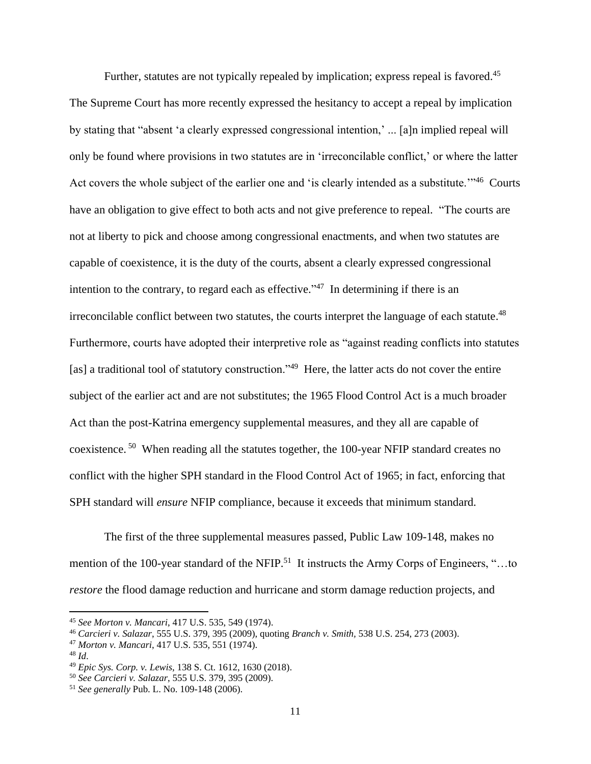Further, statutes are not typically repealed by implication; express repeal is favored.[45] The Supreme Court has more recently expressed the hesitancy to accept a repeal by implication by stating that "absent 'a clearly expressed congressional intention,' ... [a]n implied repeal will only be found where provisions in two statutes are in 'irreconcilable conflict,' or where the latter Act covers the whole subject of the earlier one and 'is clearly intended as a substitute.'"[46] Courts have an obligation to give effect to both acts and not give preference to repeal. "The courts are not at liberty to pick and choose among congressional enactments, and when two statutes are capable of coexistence, it is the duty of the courts, absent a clearly expressed congressional intention to the contrary, to regard each as effective."[47] In determining if there is an irreconcilable conflict between two statutes, the courts interpret the language of each statute.[48] Furthermore, courts have adopted their interpretive role as "against reading conflicts into statutes [as] a traditional tool of statutory construction."[49] Here, the latter acts do not cover the entire subject of the earlier act and are not substitutes; the 1965 Flood Control Act is a much broader Act than the post-Katrina emergency supplemental measures, and they all are capable of coexistence.[50] When reading all the statutes together, the 100-year NFIP standard creates no conflict with the higher SPH standard in the Flood Control Act of 1965; in fact, enforcing that SPH standard will *ensure* NFIP compliance, because it exceeds that minimum standard.

The first of the three supplemental measures passed, Public Law 109-148, makes no mention of the 100-year standard of the NFIP.[51] It instructs the Army Corps of Engineers, "…to *restore* the flood damage reduction and hurricane and storm damage reduction projects, and

---

[45] *See Morton v. Mancari*, 417 U.S. 535, 549 (1974).

[46] *Carcieri v. Salazar*, 555 U.S. 379, 395 (2009), quoting *Branch v. Smith*, 538 U.S. 254, 273 (2003).

[47] *Morton v. Mancari*, 417 U.S. 535, 551 (1974).

[48] *Id*.

[49] *Epic Sys. Corp. v. Lewis*, 138 S. Ct. 1612, 1630 (2018).

[50] *See Carcieri v. Salazar*, 555 U.S. 379, 395 (2009).

[51] *See generally* Pub. L. No. 109-148 (2006).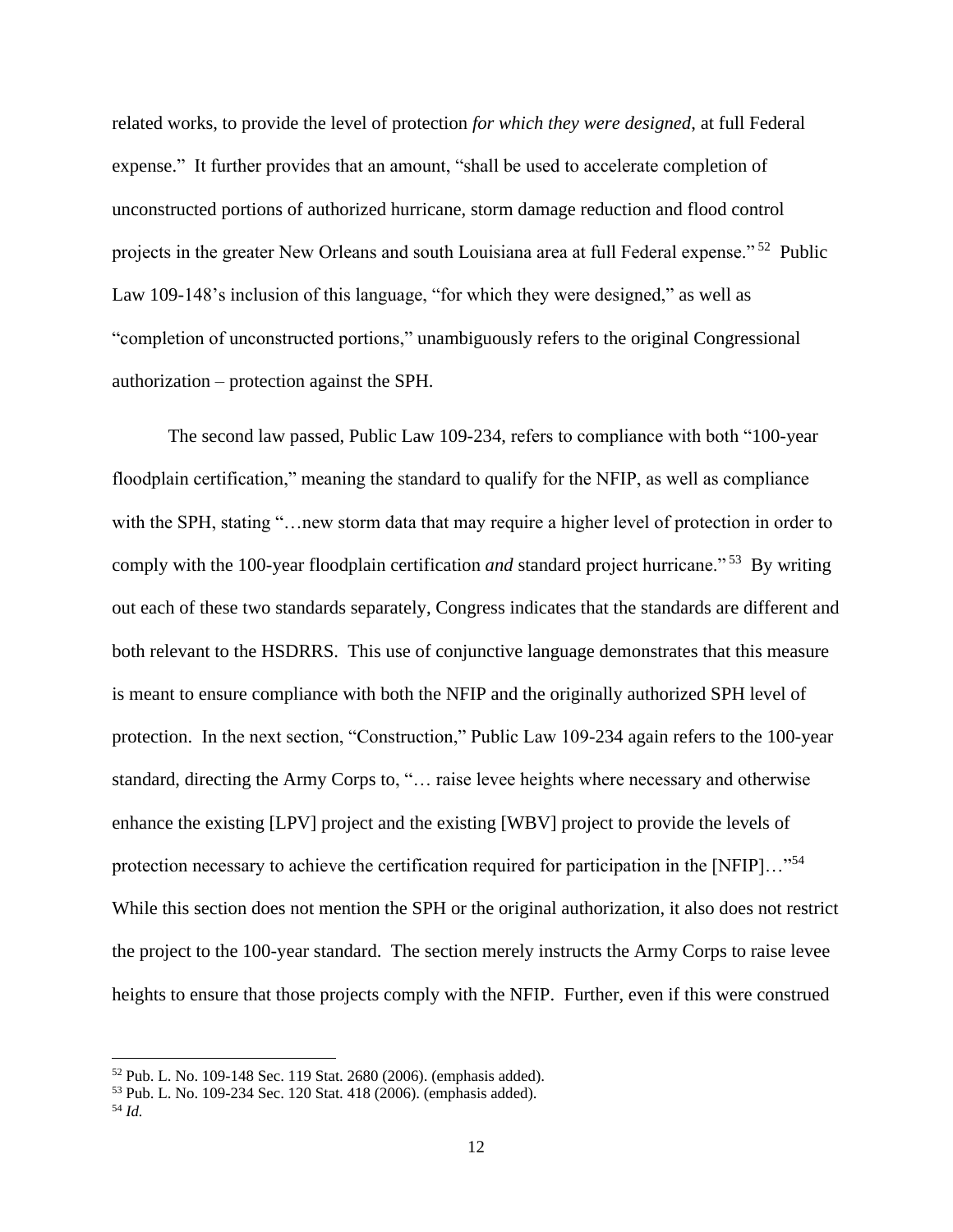related works, to provide the level of protection *for which they were designed*, at full Federal expense." It further provides that an amount, "shall be used to accelerate completion of unconstructed portions of authorized hurricane, storm damage reduction and flood control projects in the greater New Orleans and south Louisiana area at full Federal expense."[52] Public Law 109-148's inclusion of this language, "for which they were designed," as well as "completion of unconstructed portions," unambiguously refers to the original Congressional authorization – protection against the SPH.

The second law passed, Public Law 109-234, refers to compliance with both "100-year floodplain certification," meaning the standard to qualify for the NFIP, as well as compliance with the SPH, stating "…new storm data that may require a higher level of protection in order to comply with the 100-year floodplain certification *and* standard project hurricane."[53] By writing out each of these two standards separately, Congress indicates that the standards are different and both relevant to the HSDRRS. This use of conjunctive language demonstrates that this measure is meant to ensure compliance with both the NFIP and the originally authorized SPH level of protection. In the next section, "Construction," Public Law 109-234 again refers to the 100-year standard, directing the Army Corps to, "… raise levee heights where necessary and otherwise enhance the existing [LPV] project and the existing [WBV] project to provide the levels of protection necessary to achieve the certification required for participation in the [NFIP]…"[54] While this section does not mention the SPH or the original authorization, it also does not restrict the project to the 100-year standard. The section merely instructs the Army Corps to raise levee heights to ensure that those projects comply with the NFIP. Further, even if this were construed

---

[52] Pub. L. No. 109-148 Sec. 119 Stat. 2680 (2006). (emphasis added).

[53] Pub. L. No. 109-234 Sec. 120 Stat. 418 (2006). (emphasis added).

[54] *Id.*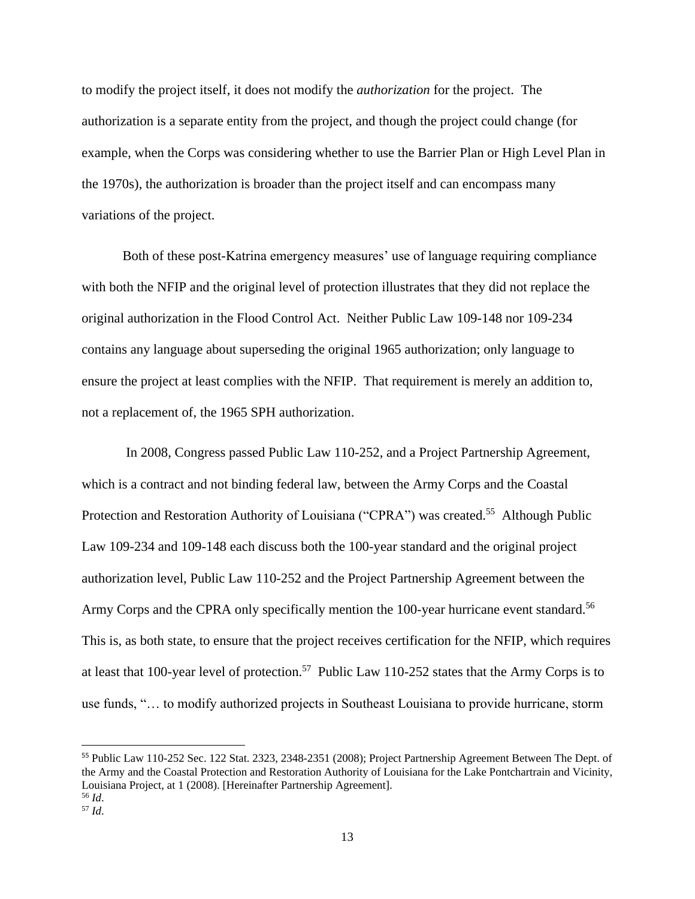to modify the project itself, it does not modify the *authorization* for the project. The authorization is a separate entity from the project, and though the project could change (for example, when the Corps was considering whether to use the Barrier Plan or High Level Plan in the 1970s), the authorization is broader than the project itself and can encompass many variations of the project.

Both of these post-Katrina emergency measures' use of language requiring compliance with both the NFIP and the original level of protection illustrates that they did not replace the original authorization in the Flood Control Act. Neither Public Law 109-148 nor 109-234 contains any language about superseding the original 1965 authorization; only language to ensure the project at least complies with the NFIP. That requirement is merely an addition to, not a replacement of, the 1965 SPH authorization.

In 2008, Congress passed Public Law 110-252, and a Project Partnership Agreement, which is a contract and not binding federal law, between the Army Corps and the Coastal Protection and Restoration Authority of Louisiana ("CPRA") was created.[55] Although Public Law 109-234 and 109-148 each discuss both the 100-year standard and the original project authorization level, Public Law 110-252 and the Project Partnership Agreement between the Army Corps and the CPRA only specifically mention the 100-year hurricane event standard.[56] This is, as both state, to ensure that the project receives certification for the NFIP, which requires at least that 100-year level of protection.[57] Public Law 110-252 states that the Army Corps is to use funds, "… to modify authorized projects in Southeast Louisiana to provide hurricane, storm

---

[55] Public Law 110-252 Sec. 122 Stat. 2323, 2348-2351 (2008); Project Partnership Agreement Between The Dept. of the Army and the Coastal Protection and Restoration Authority of Louisiana for the Lake Pontchartrain and Vicinity, Louisiana Project, at 1 (2008). [Hereinafter Partnership Agreement].

[56] *Id*.

[57] *Id*.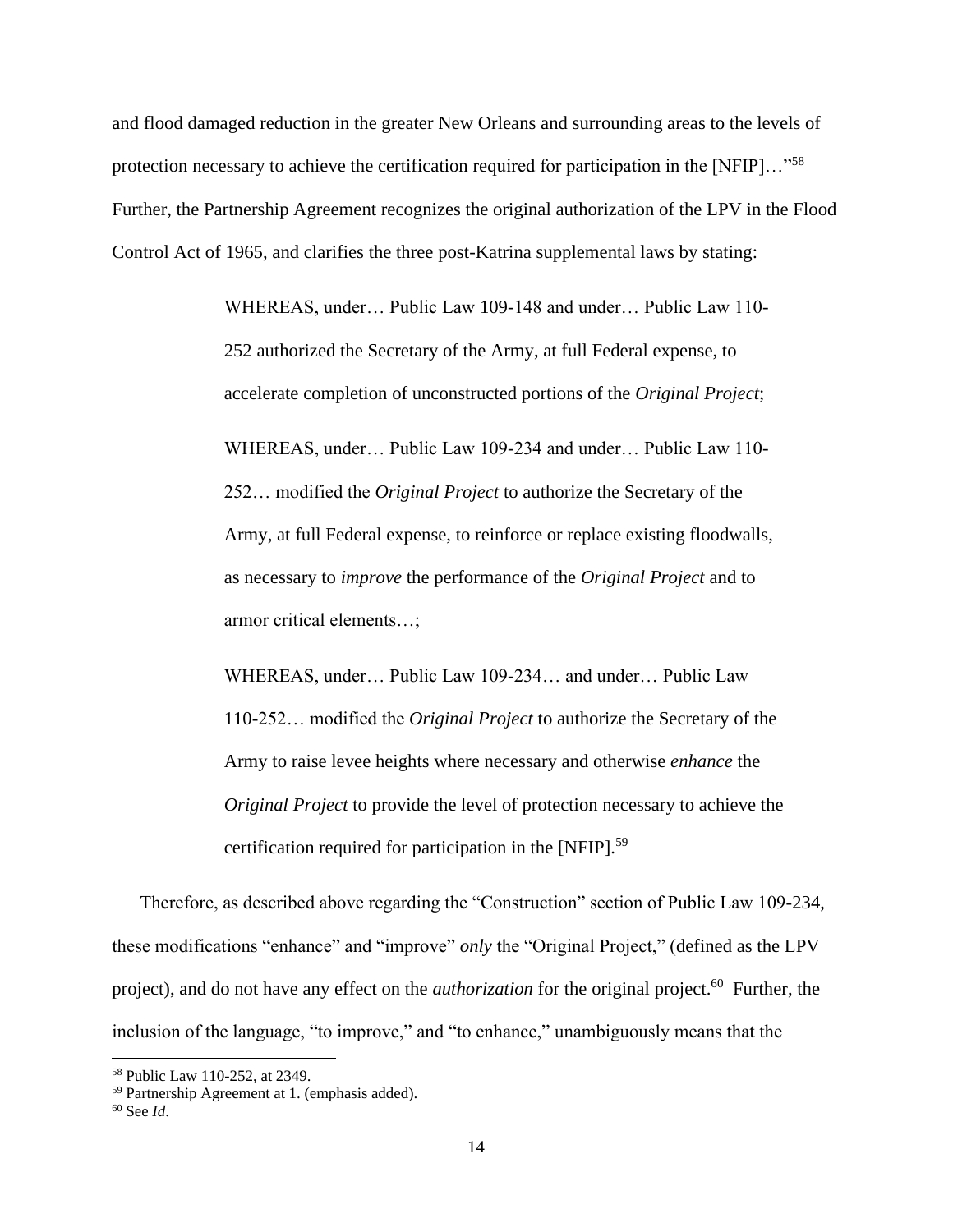and flood damaged reduction in the greater New Orleans and surrounding areas to the levels of protection necessary to achieve the certification required for participation in the [NFIP]…"[58] Further, the Partnership Agreement recognizes the original authorization of the LPV in the Flood Control Act of 1965, and clarifies the three post-Katrina supplemental laws by stating:

> WHEREAS, under… Public Law 109-148 and under… Public Law 110-252 authorized the Secretary of the Army, at full Federal expense, to accelerate completion of unconstructed portions of the *Original Project*;
>
> WHEREAS, under… Public Law 109-234 and under… Public Law 110-252… modified the *Original Project* to authorize the Secretary of the Army, at full Federal expense, to reinforce or replace existing floodwalls, as necessary to *improve* the performance of the *Original Project* and to armor critical elements…;
>
> WHEREAS, under… Public Law 109-234… and under… Public Law 110-252… modified the *Original Project* to authorize the Secretary of the Army to raise levee heights where necessary and otherwise *enhance* the *Original Project* to provide the level of protection necessary to achieve the certification required for participation in the [NFIP].[59]

Therefore, as described above regarding the "Construction" section of Public Law 109-234, these modifications "enhance" and "improve" *only* the "Original Project," (defined as the LPV project), and do not have any effect on the *authorization* for the original project.[60] Further, the inclusion of the language, "to improve," and "to enhance," unambiguously means that the

---

[58] Public Law 110-252, at 2349.

[59] Partnership Agreement at 1. (emphasis added).

[60] See *Id*.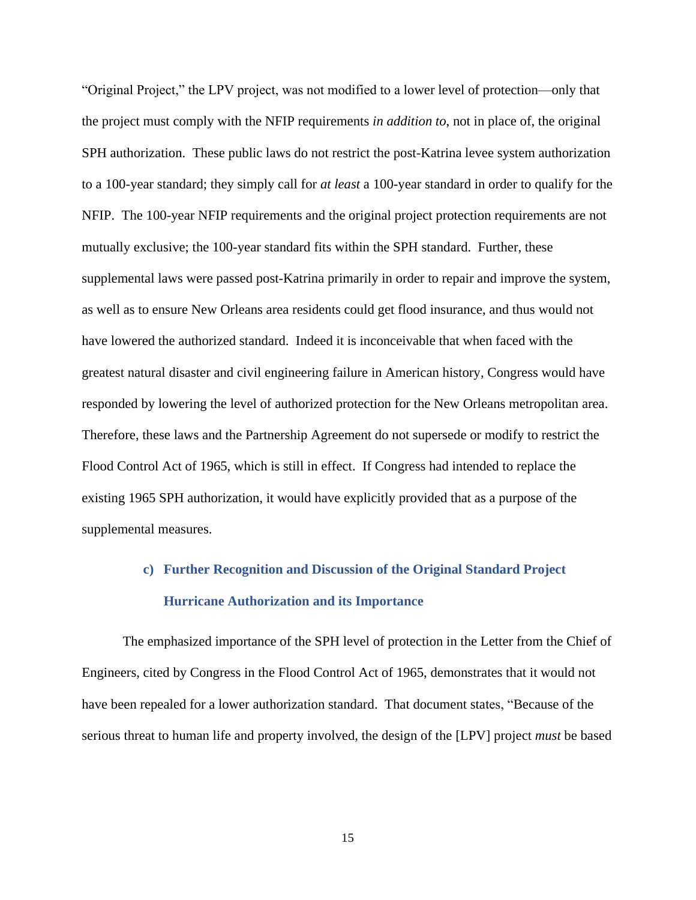"Original Project," the LPV project, was not modified to a lower level of protection—only that the project must comply with the NFIP requirements *in addition to*, not in place of, the original SPH authorization. These public laws do not restrict the post-Katrina levee system authorization to a 100-year standard; they simply call for *at least* a 100-year standard in order to qualify for the NFIP. The 100-year NFIP requirements and the original project protection requirements are not mutually exclusive; the 100-year standard fits within the SPH standard. Further, these supplemental laws were passed post-Katrina primarily in order to repair and improve the system, as well as to ensure New Orleans area residents could get flood insurance, and thus would not have lowered the authorized standard. Indeed it is inconceivable that when faced with the greatest natural disaster and civil engineering failure in American history, Congress would have responded by lowering the level of authorized protection for the New Orleans metropolitan area. Therefore, these laws and the Partnership Agreement do not supersede or modify to restrict the Flood Control Act of 1965, which is still in effect. If Congress had intended to replace the existing 1965 SPH authorization, it would have explicitly provided that as a purpose of the supplemental measures.

### c) Further Recognition and Discussion of the Original Standard Project Hurricane Authorization and its Importance

The emphasized importance of the SPH level of protection in the Letter from the Chief of Engineers, cited by Congress in the Flood Control Act of 1965, demonstrates that it would not have been repealed for a lower authorization standard. That document states, "Because of the serious threat to human life and property involved, the design of the [LPV] project *must* be based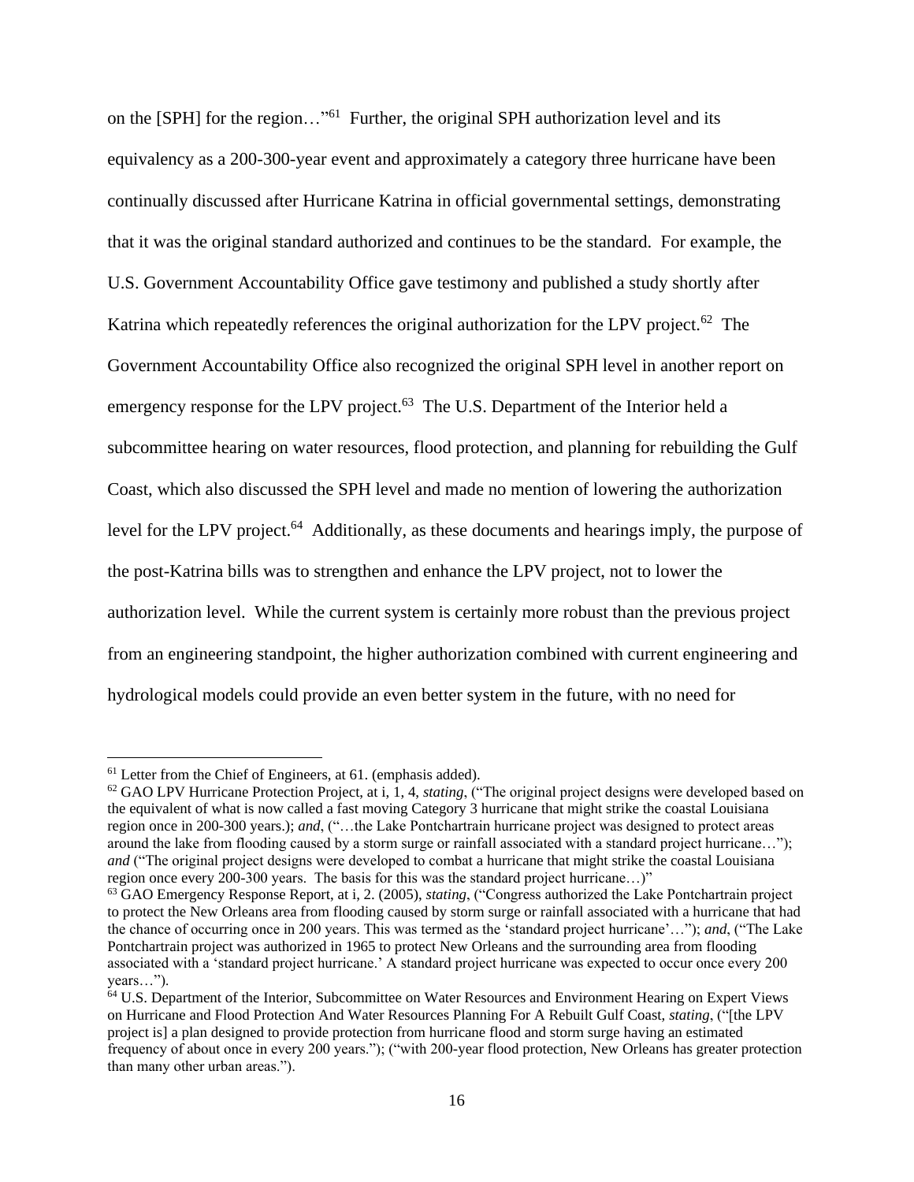on the [SPH] for the region…"[61] Further, the original SPH authorization level and its equivalency as a 200-300-year event and approximately a category three hurricane have been continually discussed after Hurricane Katrina in official governmental settings, demonstrating that it was the original standard authorized and continues to be the standard. For example, the U.S. Government Accountability Office gave testimony and published a study shortly after Katrina which repeatedly references the original authorization for the LPV project.[62] The Government Accountability Office also recognized the original SPH level in another report on emergency response for the LPV project.[63] The U.S. Department of the Interior held a subcommittee hearing on water resources, flood protection, and planning for rebuilding the Gulf Coast, which also discussed the SPH level and made no mention of lowering the authorization level for the LPV project.[64] Additionally, as these documents and hearings imply, the purpose of the post-Katrina bills was to strengthen and enhance the LPV project, not to lower the authorization level. While the current system is certainly more robust than the previous project from an engineering standpoint, the higher authorization combined with current engineering and hydrological models could provide an even better system in the future, with no need for

---

[61] Letter from the Chief of Engineers, at 61. (emphasis added).

[62] GAO LPV Hurricane Protection Project, at i, 1, 4, *stating*, ("The original project designs were developed based on the equivalent of what is now called a fast moving Category 3 hurricane that might strike the coastal Louisiana region once in 200-300 years.); *and*, ("…the Lake Pontchartrain hurricane project was designed to protect areas around the lake from flooding caused by a storm surge or rainfall associated with a standard project hurricane…"); *and* ("The original project designs were developed to combat a hurricane that might strike the coastal Louisiana region once every 200-300 years. The basis for this was the standard project hurricane…)"

[63] GAO Emergency Response Report, at i, 2. (2005), *stating*, ("Congress authorized the Lake Pontchartrain project to protect the New Orleans area from flooding caused by storm surge or rainfall associated with a hurricane that had the chance of occurring once in 200 years. This was termed as the 'standard project hurricane'…"); *and*, ("The Lake Pontchartrain project was authorized in 1965 to protect New Orleans and the surrounding area from flooding associated with a 'standard project hurricane.' A standard project hurricane was expected to occur once every 200 years…").

[64] U.S. Department of the Interior, Subcommittee on Water Resources and Environment Hearing on Expert Views on Hurricane and Flood Protection And Water Resources Planning For A Rebuilt Gulf Coast, *stating*, ("[the LPV project is] a plan designed to provide protection from hurricane flood and storm surge having an estimated frequency of about once in every 200 years."); ("with 200-year flood protection, New Orleans has greater protection than many other urban areas.").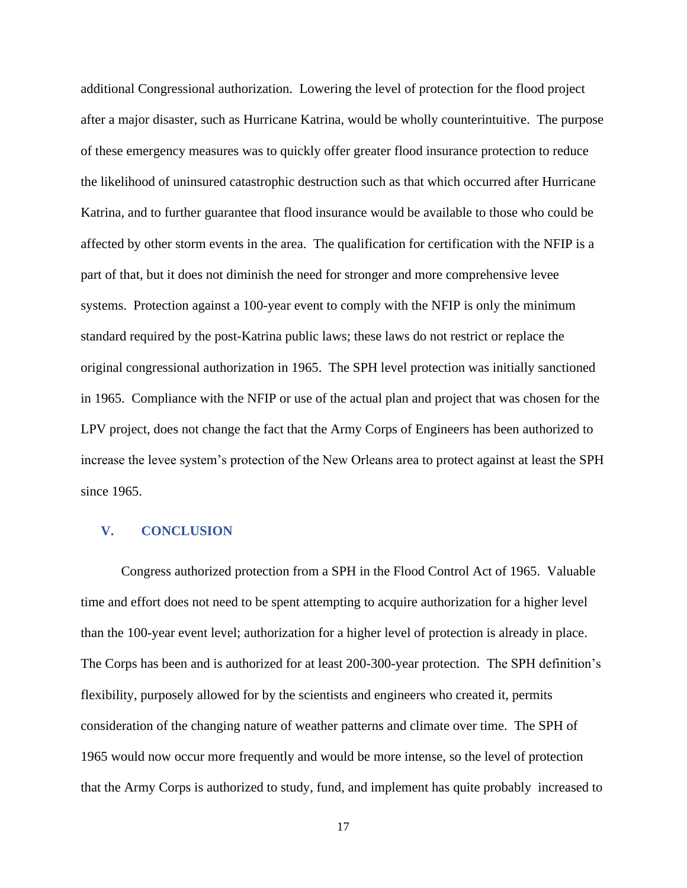additional Congressional authorization. Lowering the level of protection for the flood project after a major disaster, such as Hurricane Katrina, would be wholly counterintuitive. The purpose of these emergency measures was to quickly offer greater flood insurance protection to reduce the likelihood of uninsured catastrophic destruction such as that which occurred after Hurricane Katrina, and to further guarantee that flood insurance would be available to those who could be affected by other storm events in the area. The qualification for certification with the NFIP is a part of that, but it does not diminish the need for stronger and more comprehensive levee systems. Protection against a 100-year event to comply with the NFIP is only the minimum standard required by the post-Katrina public laws; these laws do not restrict or replace the original congressional authorization in 1965. The SPH level protection was initially sanctioned in 1965. Compliance with the NFIP or use of the actual plan and project that was chosen for the LPV project, does not change the fact that the Army Corps of Engineers has been authorized to increase the levee system's protection of the New Orleans area to protect against at least the SPH since 1965.

## V. CONCLUSION

Congress authorized protection from a SPH in the Flood Control Act of 1965. Valuable time and effort does not need to be spent attempting to acquire authorization for a higher level than the 100-year event level; authorization for a higher level of protection is already in place. The Corps has been and is authorized for at least 200-300-year protection. The SPH definition's flexibility, purposely allowed for by the scientists and engineers who created it, permits consideration of the changing nature of weather patterns and climate over time. The SPH of 1965 would now occur more frequently and would be more intense, so the level of protection that the Army Corps is authorized to study, fund, and implement has quite probably increased to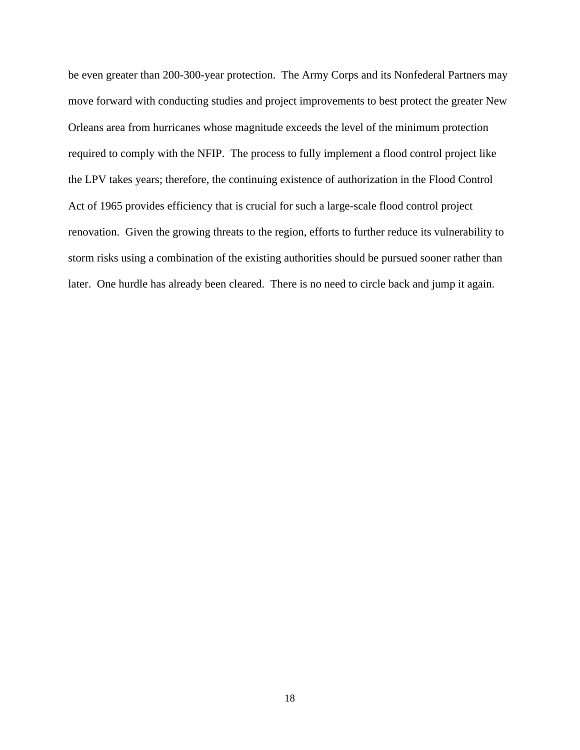be even greater than 200-300-year protection. The Army Corps and its Nonfederal Partners may move forward with conducting studies and project improvements to best protect the greater New Orleans area from hurricanes whose magnitude exceeds the level of the minimum protection required to comply with the NFIP. The process to fully implement a flood control project like the LPV takes years; therefore, the continuing existence of authorization in the Flood Control Act of 1965 provides efficiency that is crucial for such a large-scale flood control project renovation. Given the growing threats to the region, efforts to further reduce its vulnerability to storm risks using a combination of the existing authorities should be pursued sooner rather than later. One hurdle has already been cleared. There is no need to circle back and jump it again.